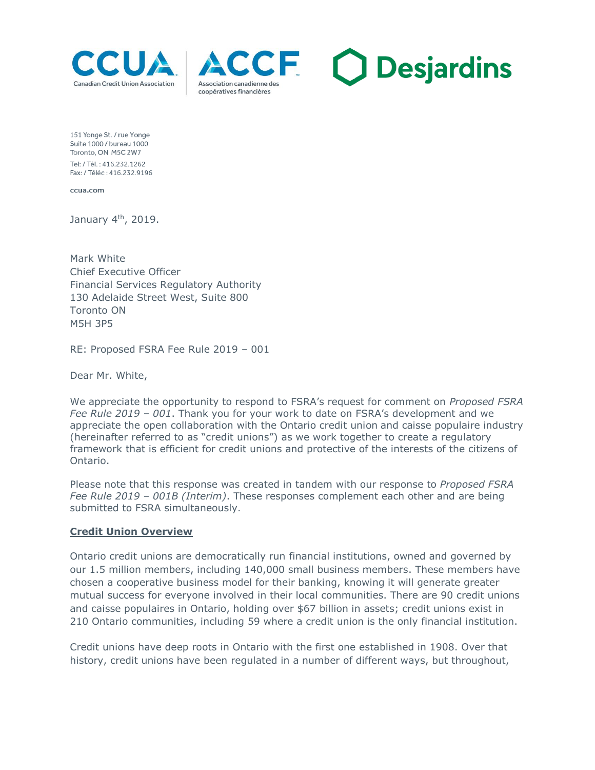CCUA
Canadian Credit Union Association

ACCF
Association canadienne des coopératives financières

Desjardins

151 Yonge St. / rue Yonge
Suite 1000 / bureau 1000
Toronto, ON M5C 2W7
Tel: / Tél. : 416.232.1262
Fax: / Téléc : 416.232.9196

ccua.com

January 4th, 2019.

Mark White
Chief Executive Officer
Financial Services Regulatory Authority
130 Adelaide Street West, Suite 800
Toronto ON
M5H 3P5

RE: Proposed FSRA Fee Rule 2019 – 001

Dear Mr. White,

We appreciate the opportunity to respond to FSRA's request for comment on *Proposed FSRA Fee Rule 2019 – 001*. Thank you for your work to date on FSRA's development and we appreciate the open collaboration with the Ontario credit union and caisse populaire industry (hereinafter referred to as "credit unions") as we work together to create a regulatory framework that is efficient for credit unions and protective of the interests of the citizens of Ontario.

Please note that this response was created in tandem with our response to *Proposed FSRA Fee Rule 2019 – 001B (Interim)*. These responses complement each other and are being submitted to FSRA simultaneously.

**Credit Union Overview**

Ontario credit unions are democratically run financial institutions, owned and governed by our 1.5 million members, including 140,000 small business members. These members have chosen a cooperative business model for their banking, knowing it will generate greater mutual success for everyone involved in their local communities. There are 90 credit unions and caisse populaires in Ontario, holding over $67 billion in assets; credit unions exist in 210 Ontario communities, including 59 where a credit union is the only financial institution.

Credit unions have deep roots in Ontario with the first one established in 1908. Over that history, credit unions have been regulated in a number of different ways, but throughout,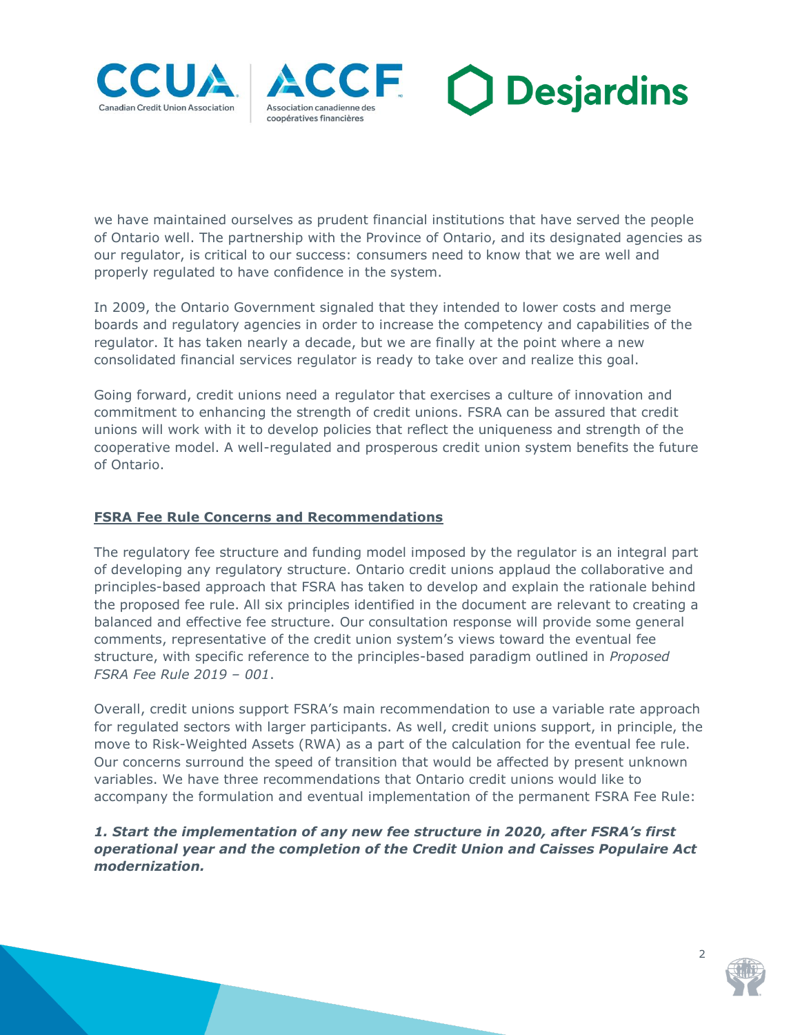we have maintained ourselves as prudent financial institutions that have served the people of Ontario well. The partnership with the Province of Ontario, and its designated agencies as our regulator, is critical to our success: consumers need to know that we are well and properly regulated to have confidence in the system.

In 2009, the Ontario Government signaled that they intended to lower costs and merge boards and regulatory agencies in order to increase the competency and capabilities of the regulator. It has taken nearly a decade, but we are finally at the point where a new consolidated financial services regulator is ready to take over and realize this goal.

Going forward, credit unions need a regulator that exercises a culture of innovation and commitment to enhancing the strength of credit unions. FSRA can be assured that credit unions will work with it to develop policies that reflect the uniqueness and strength of the cooperative model. A well-regulated and prosperous credit union system benefits the future of Ontario.

## FSRA Fee Rule Concerns and Recommendations

The regulatory fee structure and funding model imposed by the regulator is an integral part of developing any regulatory structure. Ontario credit unions applaud the collaborative and principles-based approach that FSRA has taken to develop and explain the rationale behind the proposed fee rule. All six principles identified in the document are relevant to creating a balanced and effective fee structure. Our consultation response will provide some general comments, representative of the credit union system's views toward the eventual fee structure, with specific reference to the principles-based paradigm outlined in *Proposed FSRA Fee Rule 2019 – 001*.

Overall, credit unions support FSRA's main recommendation to use a variable rate approach for regulated sectors with larger participants. As well, credit unions support, in principle, the move to Risk-Weighted Assets (RWA) as a part of the calculation for the eventual fee rule. Our concerns surround the speed of transition that would be affected by present unknown variables. We have three recommendations that Ontario credit unions would like to accompany the formulation and eventual implementation of the permanent FSRA Fee Rule:

***1. Start the implementation of any new fee structure in 2020, after FSRA's first operational year and the completion of the Credit Union and Caisses Populaire Act modernization.***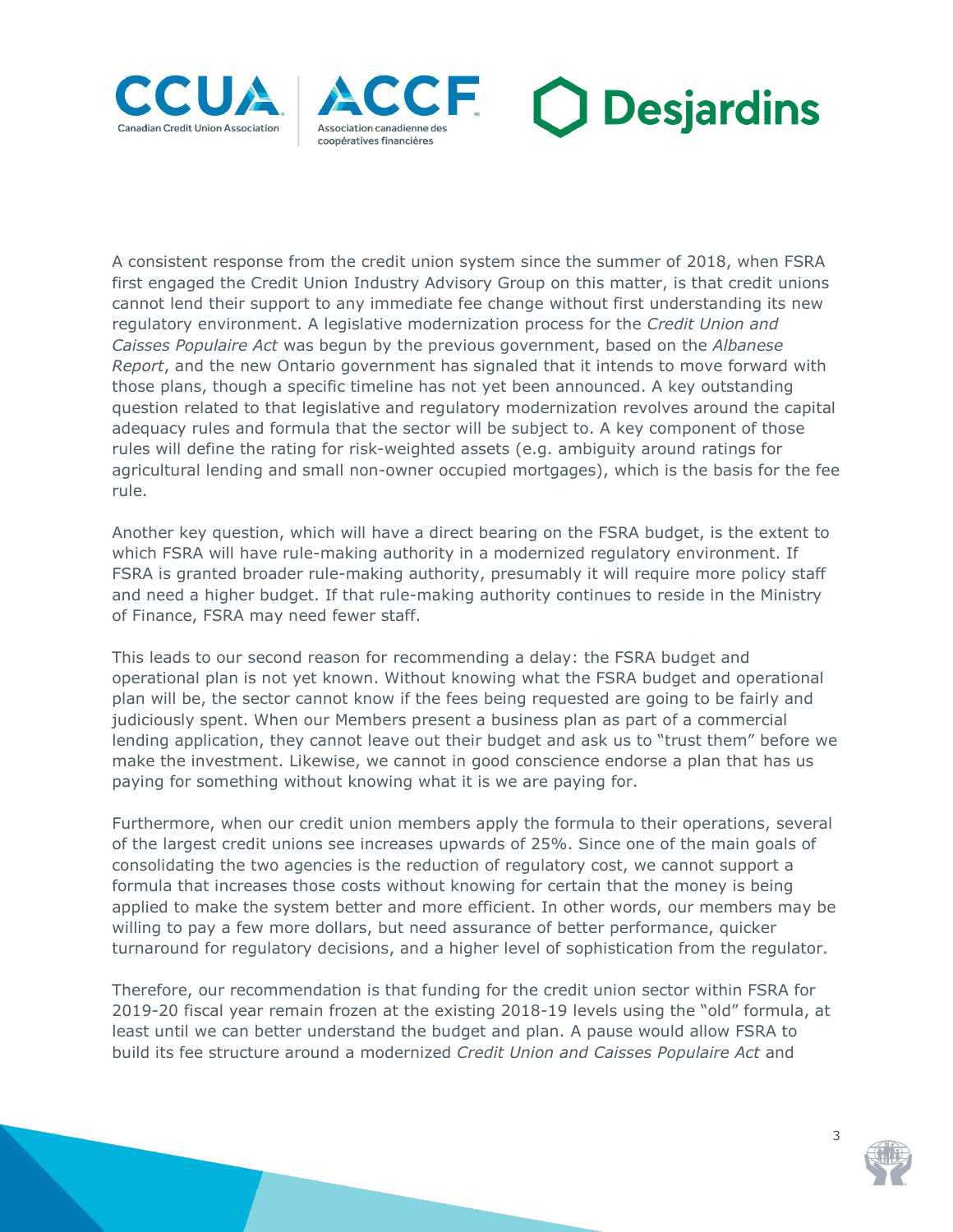A consistent response from the credit union system since the summer of 2018, when FSRA first engaged the Credit Union Industry Advisory Group on this matter, is that credit unions cannot lend their support to any immediate fee change without first understanding its new regulatory environment. A legislative modernization process for the *Credit Union and Caisses Populaire Act* was begun by the previous government, based on the *Albanese Report*, and the new Ontario government has signaled that it intends to move forward with those plans, though a specific timeline has not yet been announced. A key outstanding question related to that legislative and regulatory modernization revolves around the capital adequacy rules and formula that the sector will be subject to. A key component of those rules will define the rating for risk-weighted assets (e.g. ambiguity around ratings for agricultural lending and small non-owner occupied mortgages), which is the basis for the fee rule.

Another key question, which will have a direct bearing on the FSRA budget, is the extent to which FSRA will have rule-making authority in a modernized regulatory environment. If FSRA is granted broader rule-making authority, presumably it will require more policy staff and need a higher budget. If that rule-making authority continues to reside in the Ministry of Finance, FSRA may need fewer staff.

This leads to our second reason for recommending a delay: the FSRA budget and operational plan is not yet known. Without knowing what the FSRA budget and operational plan will be, the sector cannot know if the fees being requested are going to be fairly and judiciously spent. When our Members present a business plan as part of a commercial lending application, they cannot leave out their budget and ask us to "trust them" before we make the investment. Likewise, we cannot in good conscience endorse a plan that has us paying for something without knowing what it is we are paying for.

Furthermore, when our credit union members apply the formula to their operations, several of the largest credit unions see increases upwards of 25%. Since one of the main goals of consolidating the two agencies is the reduction of regulatory cost, we cannot support a formula that increases those costs without knowing for certain that the money is being applied to make the system better and more efficient. In other words, our members may be willing to pay a few more dollars, but need assurance of better performance, quicker turnaround for regulatory decisions, and a higher level of sophistication from the regulator.

Therefore, our recommendation is that funding for the credit union sector within FSRA for 2019-20 fiscal year remain frozen at the existing 2018-19 levels using the "old" formula, at least until we can better understand the budget and plan. A pause would allow FSRA to build its fee structure around a modernized *Credit Union and Caisses Populaire Act* and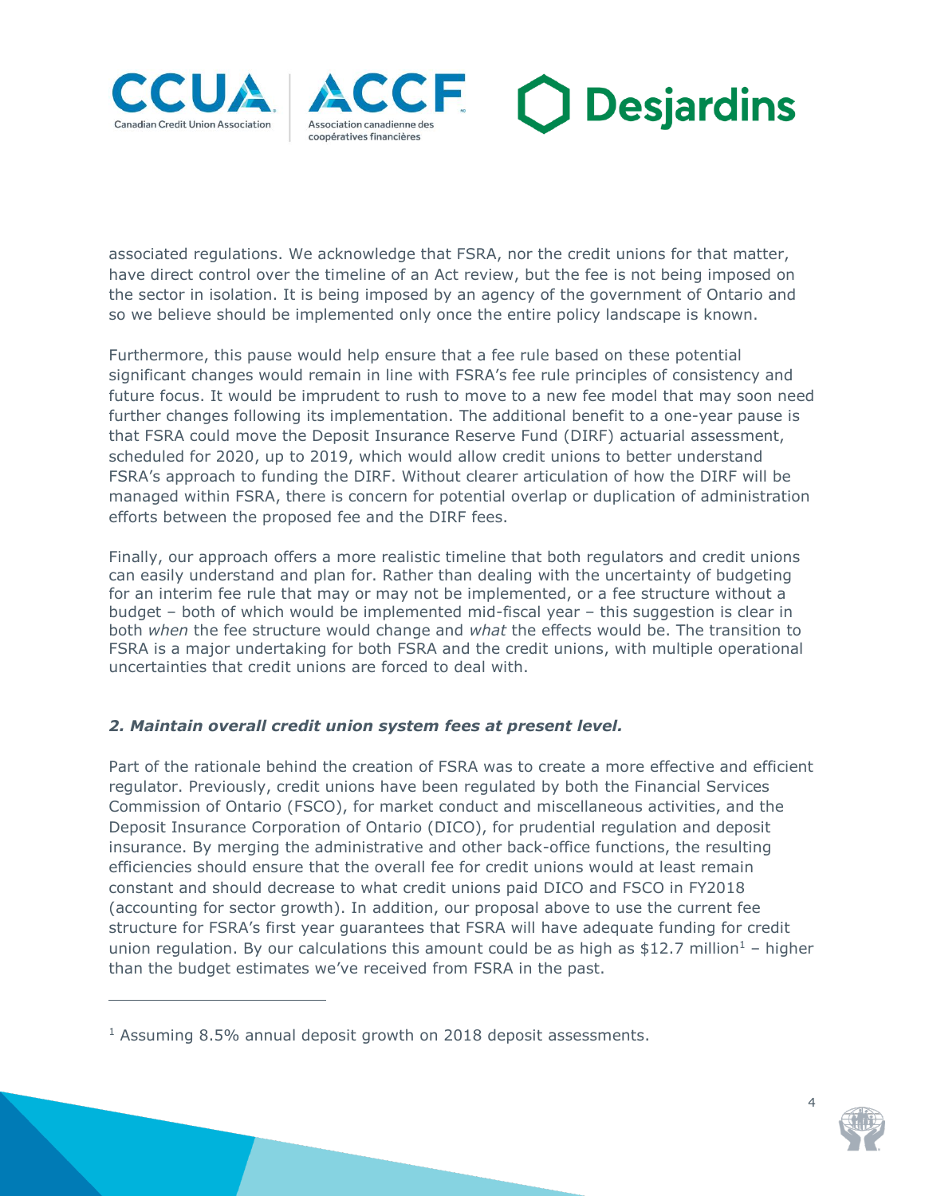associated regulations. We acknowledge that FSRA, nor the credit unions for that matter, have direct control over the timeline of an Act review, but the fee is not being imposed on the sector in isolation. It is being imposed by an agency of the government of Ontario and so we believe should be implemented only once the entire policy landscape is known.

Furthermore, this pause would help ensure that a fee rule based on these potential significant changes would remain in line with FSRA's fee rule principles of consistency and future focus. It would be imprudent to rush to move to a new fee model that may soon need further changes following its implementation. The additional benefit to a one-year pause is that FSRA could move the Deposit Insurance Reserve Fund (DIRF) actuarial assessment, scheduled for 2020, up to 2019, which would allow credit unions to better understand FSRA's approach to funding the DIRF. Without clearer articulation of how the DIRF will be managed within FSRA, there is concern for potential overlap or duplication of administration efforts between the proposed fee and the DIRF fees.

Finally, our approach offers a more realistic timeline that both regulators and credit unions can easily understand and plan for. Rather than dealing with the uncertainty of budgeting for an interim fee rule that may or may not be implemented, or a fee structure without a budget – both of which would be implemented mid-fiscal year – this suggestion is clear in both *when* the fee structure would change and *what* the effects would be. The transition to FSRA is a major undertaking for both FSRA and the credit unions, with multiple operational uncertainties that credit unions are forced to deal with.

### *2. Maintain overall credit union system fees at present level.*

Part of the rationale behind the creation of FSRA was to create a more effective and efficient regulator. Previously, credit unions have been regulated by both the Financial Services Commission of Ontario (FSCO), for market conduct and miscellaneous activities, and the Deposit Insurance Corporation of Ontario (DICO), for prudential regulation and deposit insurance. By merging the administrative and other back-office functions, the resulting efficiencies should ensure that the overall fee for credit unions would at least remain constant and should decrease to what credit unions paid DICO and FSCO in FY2018 (accounting for sector growth). In addition, our proposal above to use the current fee structure for FSRA's first year guarantees that FSRA will have adequate funding for credit union regulation. By our calculations this amount could be as high as $12.7 million[1] – higher than the budget estimates we've received from FSRA in the past.

---

[1] Assuming 8.5% annual deposit growth on 2018 deposit assessments.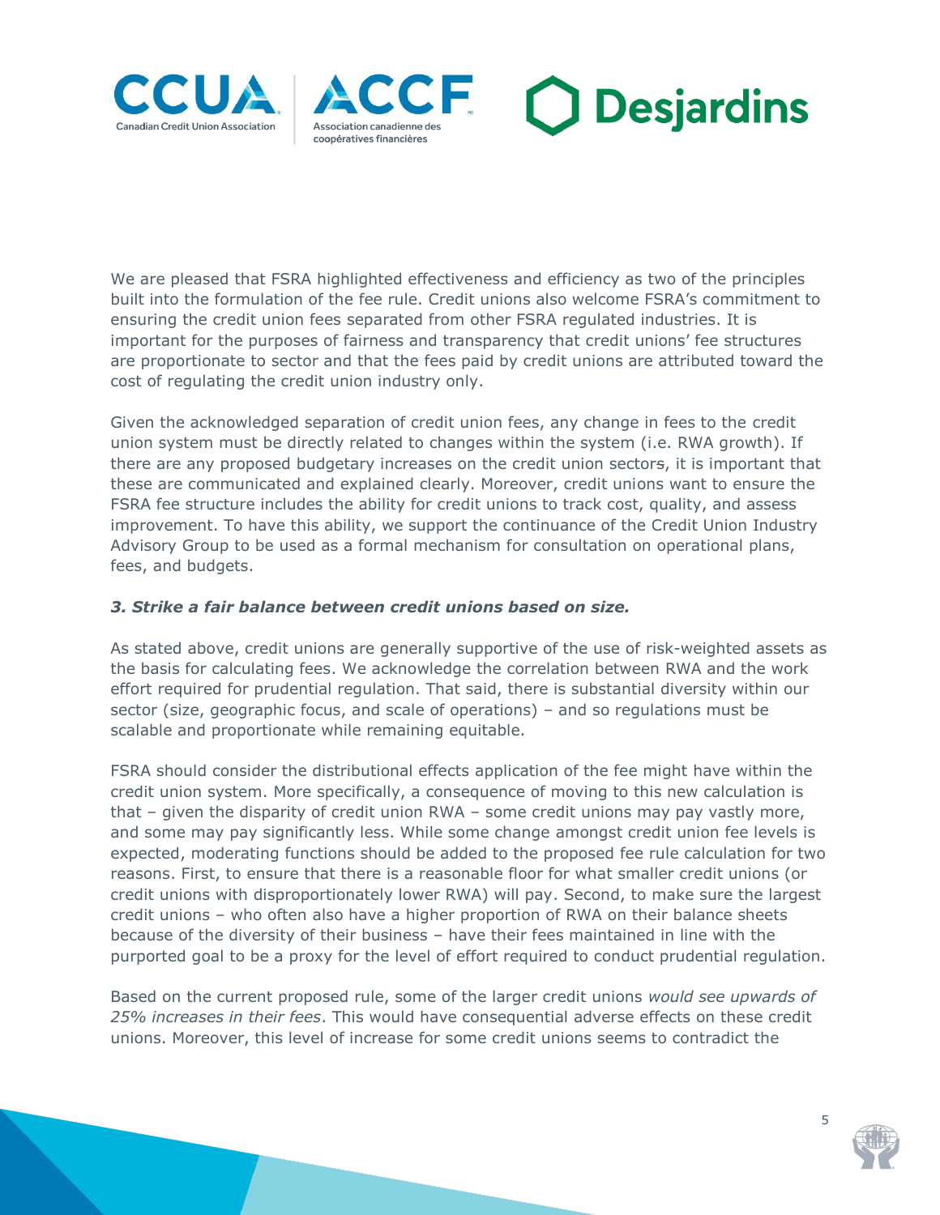We are pleased that FSRA highlighted effectiveness and efficiency as two of the principles built into the formulation of the fee rule. Credit unions also welcome FSRA's commitment to ensuring the credit union fees separated from other FSRA regulated industries. It is important for the purposes of fairness and transparency that credit unions' fee structures are proportionate to sector and that the fees paid by credit unions are attributed toward the cost of regulating the credit union industry only.

Given the acknowledged separation of credit union fees, any change in fees to the credit union system must be directly related to changes within the system (i.e. RWA growth). If there are any proposed budgetary increases on the credit union sectors, it is important that these are communicated and explained clearly. Moreover, credit unions want to ensure the FSRA fee structure includes the ability for credit unions to track cost, quality, and assess improvement. To have this ability, we support the continuance of the Credit Union Industry Advisory Group to be used as a formal mechanism for consultation on operational plans, fees, and budgets.

### *3. Strike a fair balance between credit unions based on size.*

As stated above, credit unions are generally supportive of the use of risk-weighted assets as the basis for calculating fees. We acknowledge the correlation between RWA and the work effort required for prudential regulation. That said, there is substantial diversity within our sector (size, geographic focus, and scale of operations) – and so regulations must be scalable and proportionate while remaining equitable.

FSRA should consider the distributional effects application of the fee might have within the credit union system. More specifically, a consequence of moving to this new calculation is that – given the disparity of credit union RWA – some credit unions may pay vastly more, and some may pay significantly less. While some change amongst credit union fee levels is expected, moderating functions should be added to the proposed fee rule calculation for two reasons. First, to ensure that there is a reasonable floor for what smaller credit unions (or credit unions with disproportionately lower RWA) will pay. Second, to make sure the largest credit unions – who often also have a higher proportion of RWA on their balance sheets because of the diversity of their business – have their fees maintained in line with the purported goal to be a proxy for the level of effort required to conduct prudential regulation.

Based on the current proposed rule, some of the larger credit unions *would see upwards of 25% increases in their fees*. This would have consequential adverse effects on these credit unions. Moreover, this level of increase for some credit unions seems to contradict the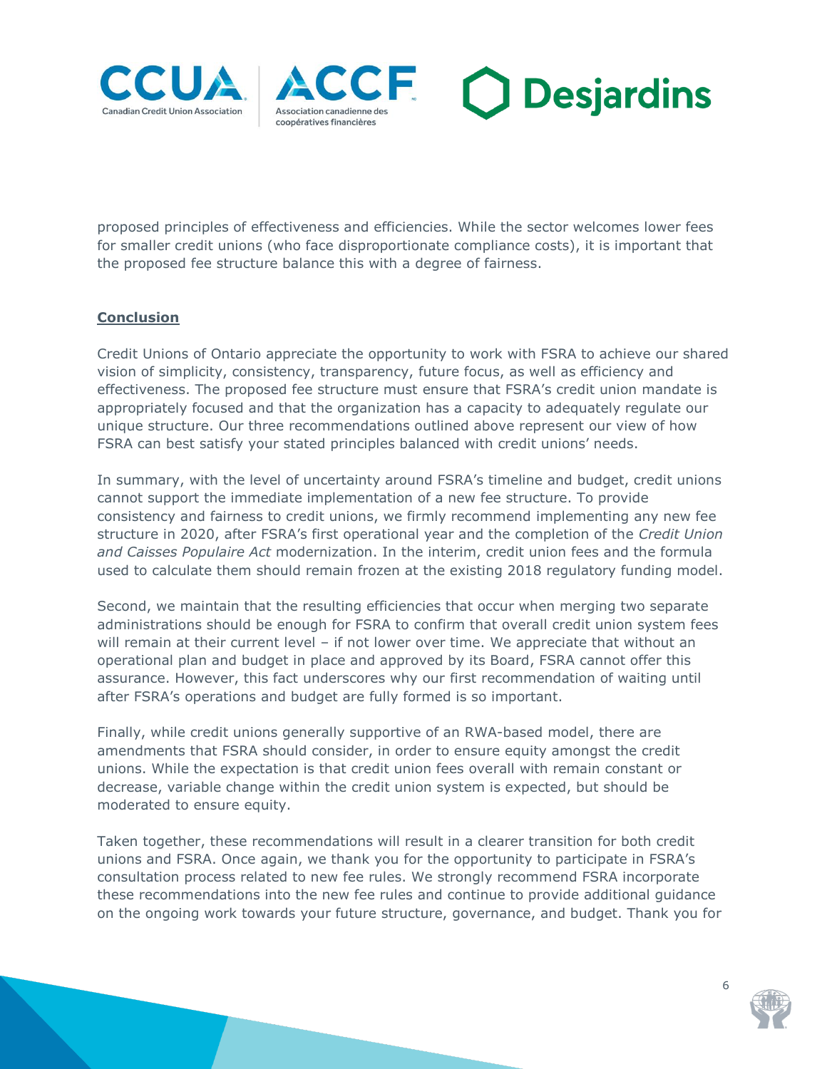proposed principles of effectiveness and efficiencies. While the sector welcomes lower fees for smaller credit unions (who face disproportionate compliance costs), it is important that the proposed fee structure balance this with a degree of fairness.

**Conclusion**

Credit Unions of Ontario appreciate the opportunity to work with FSRA to achieve our shared vision of simplicity, consistency, transparency, future focus, as well as efficiency and effectiveness. The proposed fee structure must ensure that FSRA's credit union mandate is appropriately focused and that the organization has a capacity to adequately regulate our unique structure. Our three recommendations outlined above represent our view of how FSRA can best satisfy your stated principles balanced with credit unions' needs.

In summary, with the level of uncertainty around FSRA's timeline and budget, credit unions cannot support the immediate implementation of a new fee structure. To provide consistency and fairness to credit unions, we firmly recommend implementing any new fee structure in 2020, after FSRA's first operational year and the completion of the *Credit Union and Caisses Populaire Act* modernization. In the interim, credit union fees and the formula used to calculate them should remain frozen at the existing 2018 regulatory funding model.

Second, we maintain that the resulting efficiencies that occur when merging two separate administrations should be enough for FSRA to confirm that overall credit union system fees will remain at their current level – if not lower over time. We appreciate that without an operational plan and budget in place and approved by its Board, FSRA cannot offer this assurance. However, this fact underscores why our first recommendation of waiting until after FSRA's operations and budget are fully formed is so important.

Finally, while credit unions generally supportive of an RWA-based model, there are amendments that FSRA should consider, in order to ensure equity amongst the credit unions. While the expectation is that credit union fees overall with remain constant or decrease, variable change within the credit union system is expected, but should be moderated to ensure equity.

Taken together, these recommendations will result in a clearer transition for both credit unions and FSRA. Once again, we thank you for the opportunity to participate in FSRA's consultation process related to new fee rules. We strongly recommend FSRA incorporate these recommendations into the new fee rules and continue to provide additional guidance on the ongoing work towards your future structure, governance, and budget. Thank you for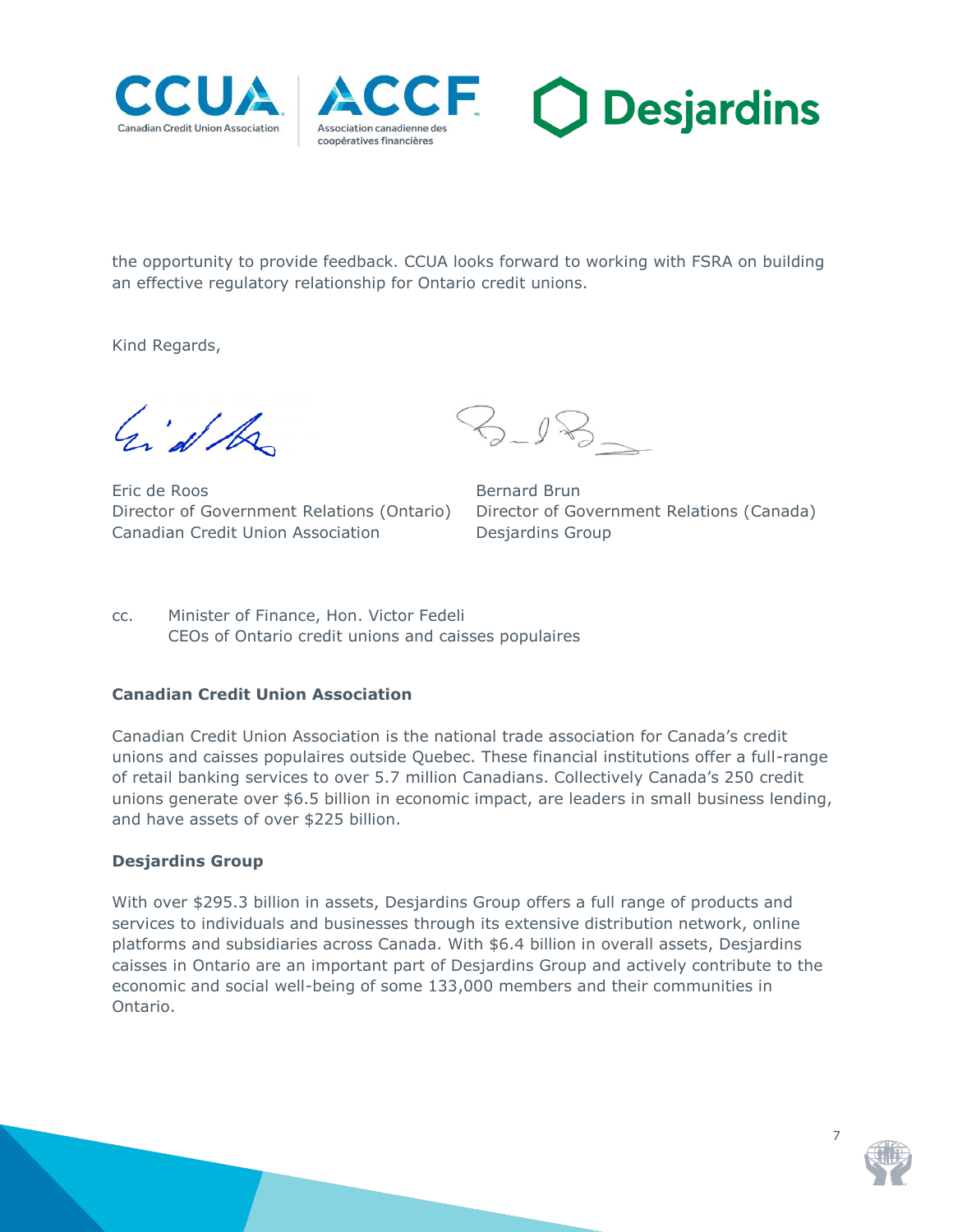the opportunity to provide feedback. CCUA looks forward to working with FSRA on building an effective regulatory relationship for Ontario credit unions.

Kind Regards,

Eric de Roos
Director of Government Relations (Ontario)
Canadian Credit Union Association

Bernard Brun
Director of Government Relations (Canada)
Desjardins Group

cc. Minister of Finance, Hon. Victor Fedeli
CEOs of Ontario credit unions and caisses populaires

**Canadian Credit Union Association**

Canadian Credit Union Association is the national trade association for Canada's credit unions and caisses populaires outside Quebec. These financial institutions offer a full-range of retail banking services to over 5.7 million Canadians. Collectively Canada's 250 credit unions generate over $6.5 billion in economic impact, are leaders in small business lending, and have assets of over $225 billion.

**Desjardins Group**

With over $295.3 billion in assets, Desjardins Group offers a full range of products and services to individuals and businesses through its extensive distribution network, online platforms and subsidiaries across Canada. With $6.4 billion in overall assets, Desjardins caisses in Ontario are an important part of Desjardins Group and actively contribute to the economic and social well-being of some 133,000 members and their communities in Ontario.